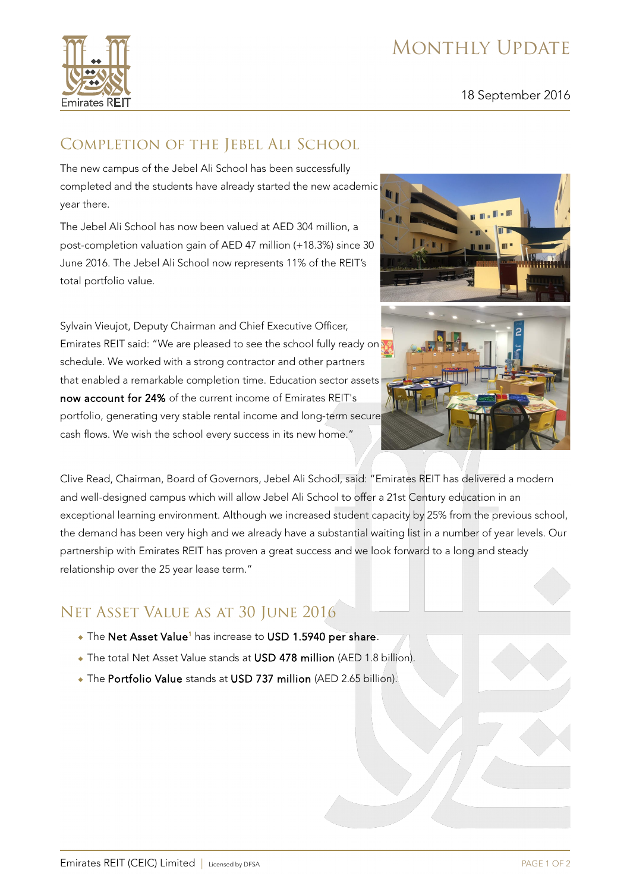# Monthly Update

18 September 2016

## Completion of the Jebel Ali School

The new campus of the Jebel Ali School has been successfully completed and the students have already started the new academic year there.

The Jebel Ali School has now been valued at AED 304 million, a post-completion valuation gain of AED 47 million (+18.3%) since 30 June 2016. The Jebel Ali School now represents 11% of the REIT's total portfolio value.

Sylvain Vieujot, Deputy Chairman and Chief Executive Officer, Emirates REIT said: "We are pleased to see the school fully ready on schedule. We worked with a strong contractor and other partners that enabled a remarkable completion time. Education sector assets **now account for 24%** of the current income of Emirates REIT's portfolio, generating very stable rental income and long-term secure cash flows. We wish the school every success in its new home."

Clive Read, Chairman, Board of Governors, Jebel Ali School, said: "Emirates REIT has delivered a modern and well-designed campus which will allow Jebel Ali School to offer a 21st Century education in an exceptional learning environment. Although we increased student capacity by 25% from the previous school, the demand has been very high and we already have a substantial waiting list in a number of year levels. Our partnership with Emirates REIT has proven a great success and we look forward to a long and steady relationship over the 25 year lease term."

## Net Asset Value as at 30 June 2016

- The **Net Asset Value**[1] has increase to **USD 1.5940 per share**.
- The total Net Asset Value stands at **USD 478 million** (AED 1.8 billion).
- The **Portfolio Value** stands at **USD 737 million** (AED 2.65 billion).

Emirates REIT (CEIC) Limited | Licensed by DFSA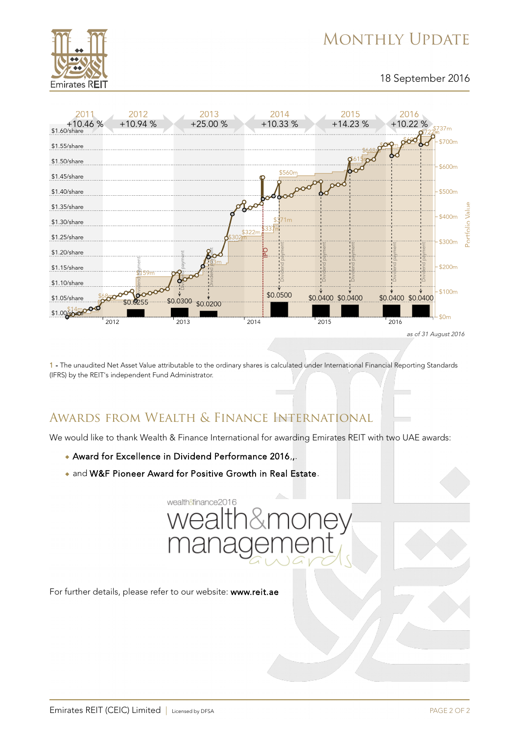# Monthly Update

18 September 2016

2011 +10.46 %
2012 +10.94 %
2013 +25.00 %
2014 +10.33 %
2015 +14.23 %
2016 +10.22 %

$1.60/share
$1.55/share
$1.50/share
$1.45/share
$1.40/share
$1.35/share
$1.30/share
$1.25/share
$1.20/share
$1.15/share
$1.10/share
$1.05/share
$1.00/share

$737m
$722m
$700m
$600m
$500m
$400m
$300m
$200m
$100m
$0m

Portfolio Value

$14m
$68m
$159m
$193m
$302m
$322m
$337m
$371m
$560m
$615m
$648m

IPO

Dividend payment

$0.0255
$0.0300
$0.0200
$0.0500
$0.0400
$0.0400
$0.0400
$0.0400

2012
2013
2014
2015
2016

*as of 31 August 2016*

1 - The unaudited Net Asset Value attributable to the ordinary shares is calculated under International Financial Reporting Standards (IFRS) by the REIT's independent Fund Administrator.

## Awards from Wealth & Finance International

We would like to thank Wealth & Finance International for awarding Emirates REIT with two UAE awards:

- **Award for Excellence in Dividend Performance 2016**,,.
- and **W&F Pioneer Award for Positive Growth in Real Estate**.

wealth&finance2016
wealth&money management awards

For further details, please refer to our website: **www.reit.ae**

Emirates REIT (CEIC) Limited | Licensed by DFSA